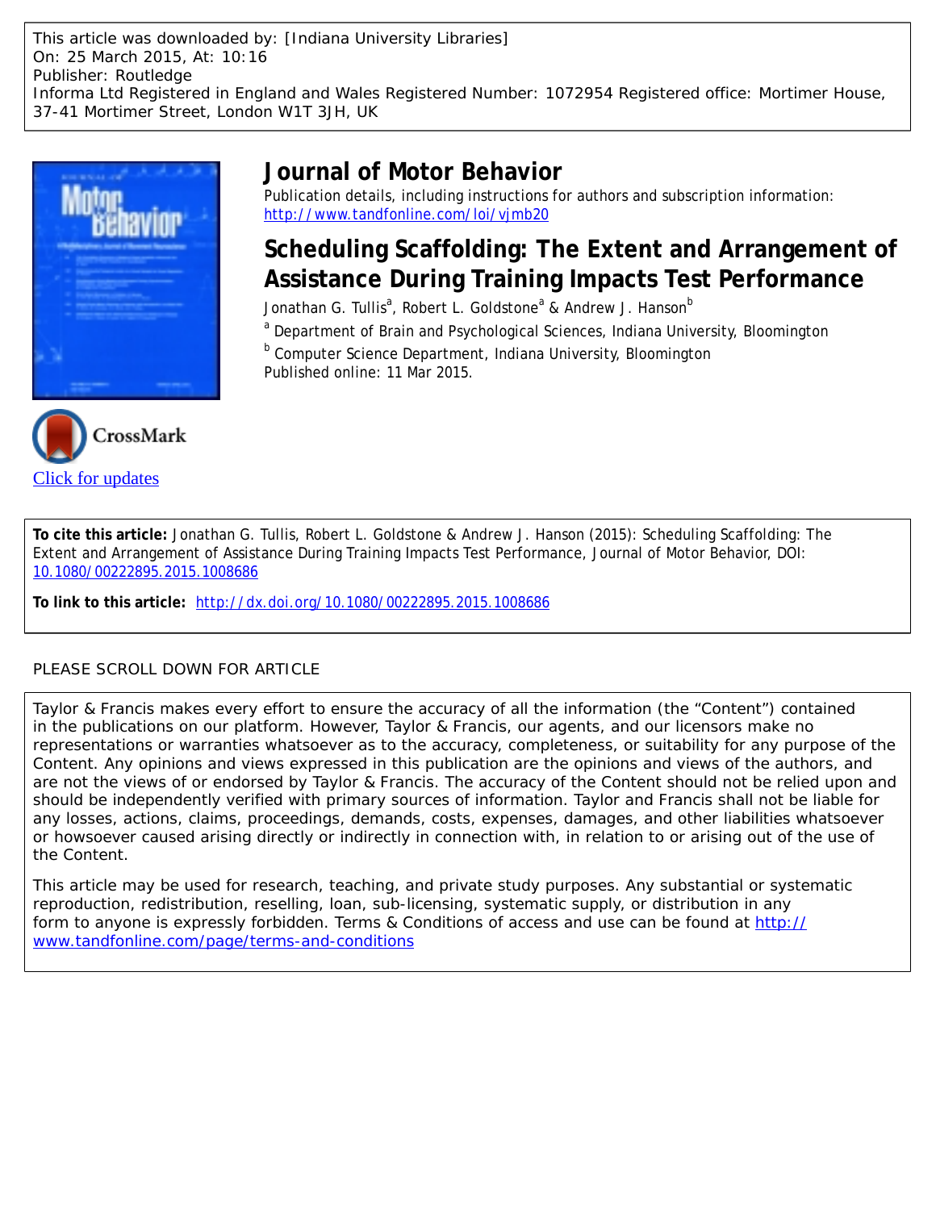This article was downloaded by: [Indiana University Libraries]
On: 25 March 2015, At: 10:16
Publisher: Routledge
Informa Ltd Registered in England and Wales Registered Number: 1072954 Registered office: Mortimer House, 37-41 Mortimer Street, London W1T 3JH, UK

# Journal of Motor Behavior

Publication details, including instructions for authors and subscription information:
http://www.tandfonline.com/loi/vjmb20

## Scheduling Scaffolding: The Extent and Arrangement of Assistance During Training Impacts Test Performance

Jonathan G. Tullis[a], Robert L. Goldstone[a] & Andrew J. Hanson[b]

[a] Department of Brain and Psychological Sciences, Indiana University, Bloomington

[b] Computer Science Department, Indiana University, Bloomington

Published online: 11 Mar 2015.

Click for updates

**To cite this article:** Jonathan G. Tullis, Robert L. Goldstone & Andrew J. Hanson (2015): Scheduling Scaffolding: The Extent and Arrangement of Assistance During Training Impacts Test Performance, Journal of Motor Behavior, DOI: 10.1080/00222895.2015.1008686

**To link to this article:** http://dx.doi.org/10.1080/00222895.2015.1008686

PLEASE SCROLL DOWN FOR ARTICLE

Taylor & Francis makes every effort to ensure the accuracy of all the information (the "Content") contained in the publications on our platform. However, Taylor & Francis, our agents, and our licensors make no representations or warranties whatsoever as to the accuracy, completeness, or suitability for any purpose of the Content. Any opinions and views expressed in this publication are the opinions and views of the authors, and are not the views of or endorsed by Taylor & Francis. The accuracy of the Content should not be relied upon and should be independently verified with primary sources of information. Taylor and Francis shall not be liable for any losses, actions, claims, proceedings, demands, costs, expenses, damages, and other liabilities whatsoever or howsoever caused arising directly or indirectly in connection with, in relation to or arising out of the use of the Content.

This article may be used for research, teaching, and private study purposes. Any substantial or systematic reproduction, redistribution, reselling, loan, sub-licensing, systematic supply, or distribution in any form to anyone is expressly forbidden. Terms & Conditions of access and use can be found at http://www.tandfonline.com/page/terms-and-conditions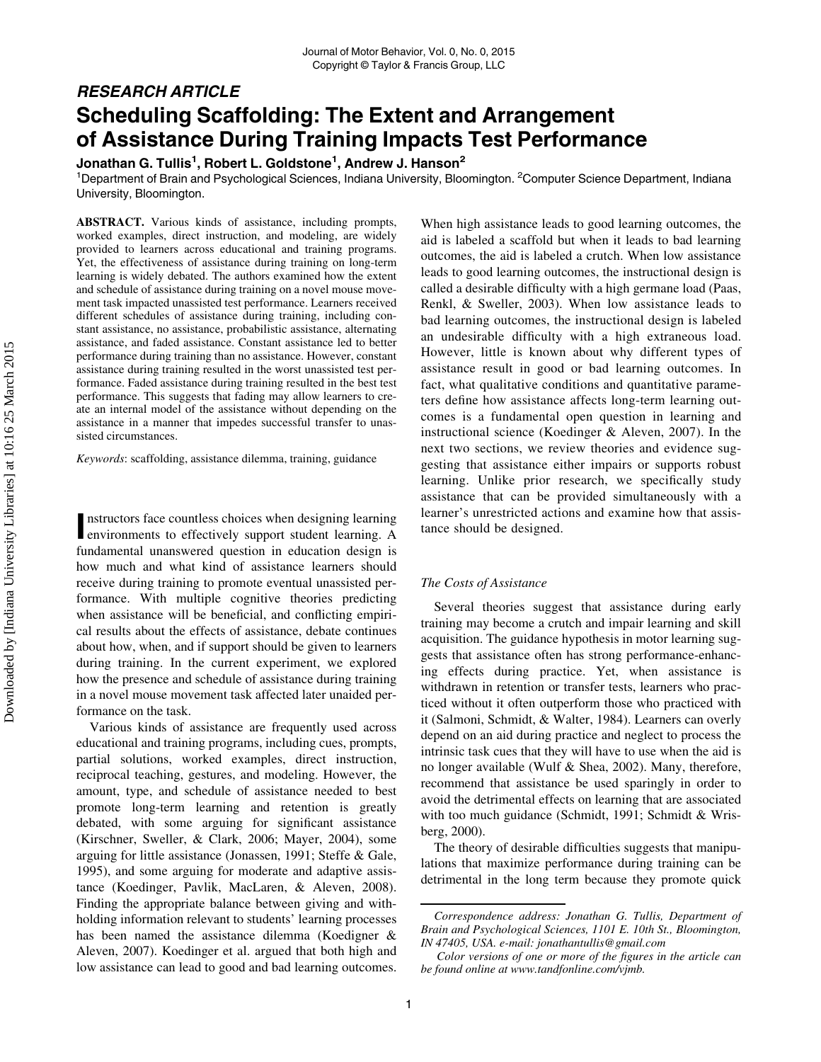RESEARCH ARTICLE

# Scheduling Scaffolding: The Extent and Arrangement of Assistance During Training Impacts Test Performance

**Jonathan G. Tullis[1], Robert L. Goldstone[1], Andrew J. Hanson[2]**

[1]Department of Brain and Psychological Sciences, Indiana University, Bloomington. [2]Computer Science Department, Indiana University, Bloomington.

**ABSTRACT.** Various kinds of assistance, including prompts, worked examples, direct instruction, and modeling, are widely provided to learners across educational and training programs. Yet, the effectiveness of assistance during training on long-term learning is widely debated. The authors examined how the extent and schedule of assistance during training on a novel mouse movement task impacted unassisted test performance. Learners received different schedules of assistance during training, including constant assistance, no assistance, probabilistic assistance, alternating assistance, and faded assistance. Constant assistance led to better performance during training than no assistance. However, constant assistance during training resulted in the worst unassisted test performance. Faded assistance during training resulted in the best test performance. This suggests that fading may allow learners to create an internal model of the assistance without depending on the assistance in a manner that impedes successful transfer to unassisted circumstances.

*Keywords*: scaffolding, assistance dilemma, training, guidance

Instructors face countless choices when designing learning environments to effectively support student learning. A fundamental unanswered question in education design is how much and what kind of assistance learners should receive during training to promote eventual unassisted performance. With multiple cognitive theories predicting when assistance will be beneficial, and conflicting empirical results about the effects of assistance, debate continues about how, when, and if support should be given to learners during training. In the current experiment, we explored how the presence and schedule of assistance during training in a novel mouse movement task affected later unaided performance on the task.

Various kinds of assistance are frequently used across educational and training programs, including cues, prompts, partial solutions, worked examples, direct instruction, reciprocal teaching, gestures, and modeling. However, the amount, type, and schedule of assistance needed to best promote long-term learning and retention is greatly debated, with some arguing for significant assistance (Kirschner, Sweller, & Clark, 2006; Mayer, 2004), some arguing for little assistance (Jonassen, 1991; Steffe & Gale, 1995), and some arguing for moderate and adaptive assistance (Koedinger, Pavlik, MacLaren, & Aleven, 2008). Finding the appropriate balance between giving and withholding information relevant to students' learning processes has been named the assistance dilemma (Koedigner & Aleven, 2007). Koedinger et al. argued that both high and low assistance can lead to good and bad learning outcomes. When high assistance leads to good learning outcomes, the aid is labeled a scaffold but when it leads to bad learning outcomes, the aid is labeled a crutch. When low assistance leads to good learning outcomes, the instructional design is called a desirable difficulty with a high germane load (Paas, Renkl, & Sweller, 2003). When low assistance leads to bad learning outcomes, the instructional design is labeled an undesirable difficulty with a high extraneous load. However, little is known about why different types of assistance result in good or bad learning outcomes. In fact, what qualitative conditions and quantitative parameters define how assistance affects long-term learning outcomes is a fundamental open question in learning and instructional science (Koedinger & Aleven, 2007). In the next two sections, we review theories and evidence suggesting that assistance either impairs or supports robust learning. Unlike prior research, we specifically study assistance that can be provided simultaneously with a learner's unrestricted actions and examine how that assistance should be designed.

### *The Costs of Assistance*

Several theories suggest that assistance during early training may become a crutch and impair learning and skill acquisition. The guidance hypothesis in motor learning suggests that assistance often has strong performance-enhancing effects during practice. Yet, when assistance is withdrawn in retention or transfer tests, learners who practiced without it often outperform those who practiced with it (Salmoni, Schmidt, & Walter, 1984). Learners can overly depend on an aid during practice and neglect to process the intrinsic task cues that they will have to use when the aid is no longer available (Wulf & Shea, 2002). Many, therefore, recommend that assistance be used sparingly in order to avoid the detrimental effects on learning that are associated with too much guidance (Schmidt, 1991; Schmidt & Wrisberg, 2000).

The theory of desirable difficulties suggests that manipulations that maximize performance during training can be detrimental in the long term because they promote quick

*Correspondence address: Jonathan G. Tullis, Department of Brain and Psychological Sciences, 1101 E. 10th St., Bloomington, IN 47405, USA. e-mail: jonathantullis@gmail.com*

*Color versions of one or more of the figures in the article can be found online at www.tandfonline.com/vjmb.*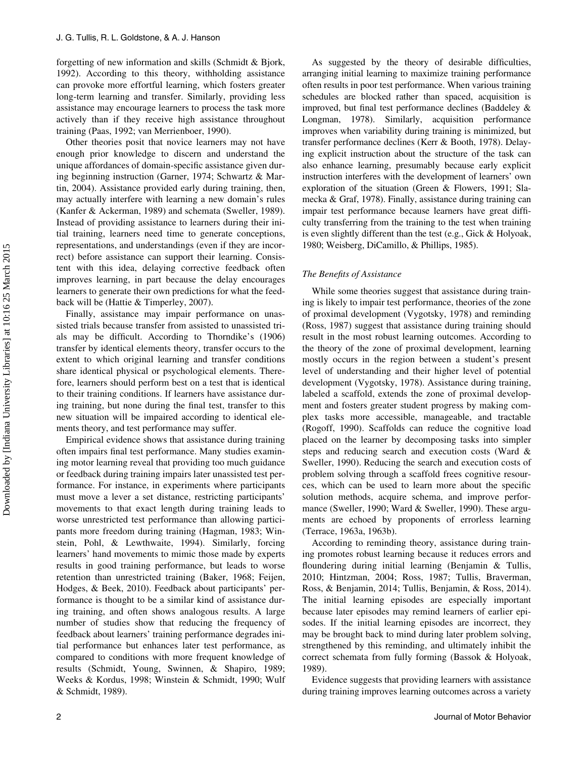forgetting of new information and skills (Schmidt & Bjork, 1992). According to this theory, withholding assistance can provoke more effortful learning, which fosters greater long-term learning and transfer. Similarly, providing less assistance may encourage learners to process the task more actively than if they receive high assistance throughout training (Paas, 1992; van Merrienboer, 1990).

Other theories posit that novice learners may not have enough prior knowledge to discern and understand the unique affordances of domain-specific assistance given during beginning instruction (Garner, 1974; Schwartz & Martin, 2004). Assistance provided early during training, then, may actually interfere with learning a new domain's rules (Kanfer & Ackerman, 1989) and schemata (Sweller, 1989). Instead of providing assistance to learners during their initial training, learners need time to generate conceptions, representations, and understandings (even if they are incorrect) before assistance can support their learning. Consistent with this idea, delaying corrective feedback often improves learning, in part because the delay encourages learners to generate their own predictions for what the feedback will be (Hattie & Timperley, 2007).

Finally, assistance may impair performance on unassisted trials because transfer from assisted to unassisted trials may be difficult. According to Thorndike's (1906) transfer by identical elements theory, transfer occurs to the extent to which original learning and transfer conditions share identical physical or psychological elements. Therefore, learners should perform best on a test that is identical to their training conditions. If learners have assistance during training, but none during the final test, transfer to this new situation will be impaired according to identical elements theory, and test performance may suffer.

Empirical evidence shows that assistance during training often impairs final test performance. Many studies examining motor learning reveal that providing too much guidance or feedback during training impairs later unassisted test performance. For instance, in experiments where participants must move a lever a set distance, restricting participants' movements to that exact length during training leads to worse unrestricted test performance than allowing participants more freedom during training (Hagman, 1983; Winstein, Pohl, & Lewthwaite, 1994). Similarly, forcing learners' hand movements to mimic those made by experts results in good training performance, but leads to worse retention than unrestricted training (Baker, 1968; Feijen, Hodges, & Beek, 2010). Feedback about participants' performance is thought to be a similar kind of assistance during training, and often shows analogous results. A large number of studies show that reducing the frequency of feedback about learners' training performance degrades initial performance but enhances later test performance, as compared to conditions with more frequent knowledge of results (Schmidt, Young, Swinnen, & Shapiro, 1989; Weeks & Kordus, 1998; Winstein & Schmidt, 1990; Wulf & Schmidt, 1989).

As suggested by the theory of desirable difficulties, arranging initial learning to maximize training performance often results in poor test performance. When various training schedules are blocked rather than spaced, acquisition is improved, but final test performance declines (Baddeley & Longman, 1978). Similarly, acquisition performance improves when variability during training is minimized, but transfer performance declines (Kerr & Booth, 1978). Delaying explicit instruction about the structure of the task can also enhance learning, presumably because early explicit instruction interferes with the development of learners' own exploration of the situation (Green & Flowers, 1991; Slamecka & Graf, 1978). Finally, assistance during training can impair test performance because learners have great difficulty transferring from the training to the test when training is even slightly different than the test (e.g., Gick & Holyoak, 1980; Weisberg, DiCamillo, & Phillips, 1985).

### *The Benefits of Assistance*

While some theories suggest that assistance during training is likely to impair test performance, theories of the zone of proximal development (Vygotsky, 1978) and reminding (Ross, 1987) suggest that assistance during training should result in the most robust learning outcomes. According to the theory of the zone of proximal development, learning mostly occurs in the region between a student's present level of understanding and their higher level of potential development (Vygotsky, 1978). Assistance during training, labeled a scaffold, extends the zone of proximal development and fosters greater student progress by making complex tasks more accessible, manageable, and tractable (Rogoff, 1990). Scaffolds can reduce the cognitive load placed on the learner by decomposing tasks into simpler steps and reducing search and execution costs (Ward & Sweller, 1990). Reducing the search and execution costs of problem solving through a scaffold frees cognitive resources, which can be used to learn more about the specific solution methods, acquire schema, and improve performance (Sweller, 1990; Ward & Sweller, 1990). These arguments are echoed by proponents of errorless learning (Terrace, 1963a, 1963b).

According to reminding theory, assistance during training promotes robust learning because it reduces errors and floundering during initial learning (Benjamin & Tullis, 2010; Hintzman, 2004; Ross, 1987; Tullis, Braverman, Ross, & Benjamin, 2014; Tullis, Benjamin, & Ross, 2014). The initial learning episodes are especially important because later episodes may remind learners of earlier episodes. If the initial learning episodes are incorrect, they may be brought back to mind during later problem solving, strengthened by this reminding, and ultimately inhibit the correct schemata from fully forming (Bassok & Holyoak, 1989).

Evidence suggests that providing learners with assistance during training improves learning outcomes across a variety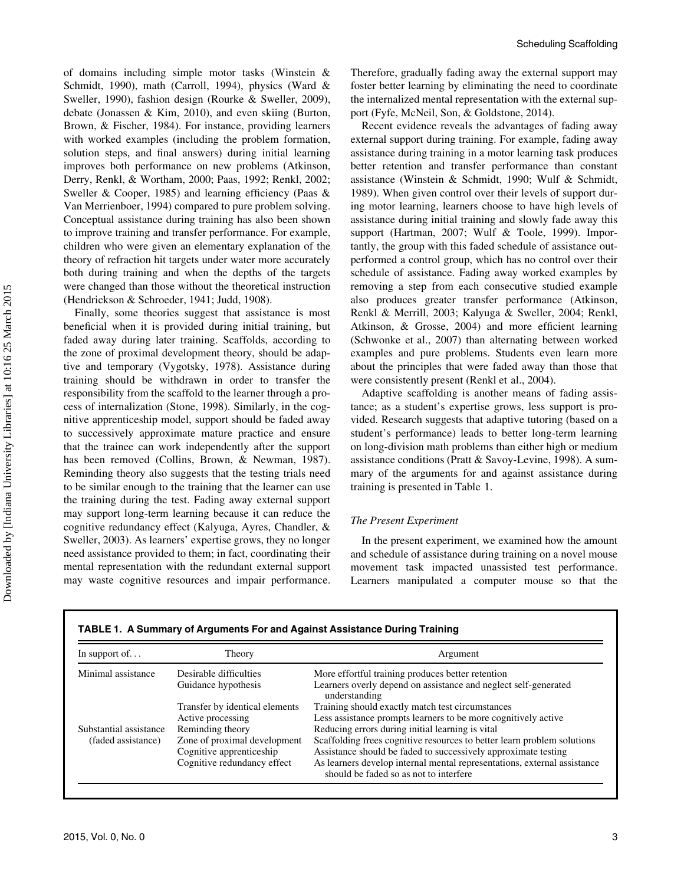of domains including simple motor tasks (Winstein & Schmidt, 1990), math (Carroll, 1994), physics (Ward & Sweller, 1990), fashion design (Rourke & Sweller, 2009), debate (Jonassen & Kim, 2010), and even skiing (Burton, Brown, & Fischer, 1984). For instance, providing learners with worked examples (including the problem formation, solution steps, and final answers) during initial learning improves both performance on new problems (Atkinson, Derry, Renkl, & Wortham, 2000; Paas, 1992; Renkl, 2002; Sweller & Cooper, 1985) and learning efficiency (Paas & Van Merrienboer, 1994) compared to pure problem solving. Conceptual assistance during training has also been shown to improve training and transfer performance. For example, children who were given an elementary explanation of the theory of refraction hit targets under water more accurately both during training and when the depths of the targets were changed than those without the theoretical instruction (Hendrickson & Schroeder, 1941; Judd, 1908).

Finally, some theories suggest that assistance is most beneficial when it is provided during initial training, but faded away during later training. Scaffolds, according to the zone of proximal development theory, should be adaptive and temporary (Vygotsky, 1978). Assistance during training should be withdrawn in order to transfer the responsibility from the scaffold to the learner through a process of internalization (Stone, 1998). Similarly, in the cognitive apprenticeship model, support should be faded away to successively approximate mature practice and ensure that the trainee can work independently after the support has been removed (Collins, Brown, & Newman, 1987). Reminding theory also suggests that the testing trials need to be similar enough to the training that the learner can use the training during the test. Fading away external support may support long-term learning because it can reduce the cognitive redundancy effect (Kalyuga, Ayres, Chandler, & Sweller, 2003). As learners' expertise grows, they no longer need assistance provided to them; in fact, coordinating their mental representation with the redundant external support may waste cognitive resources and impair performance. Therefore, gradually fading away the external support may foster better learning by eliminating the need to coordinate the internalized mental representation with the external support (Fyfe, McNeil, Son, & Goldstone, 2014).

Recent evidence reveals the advantages of fading away external support during training. For example, fading away assistance during training in a motor learning task produces better retention and transfer performance than constant assistance (Winstein & Schmidt, 1990; Wulf & Schmidt, 1989). When given control over their levels of support during motor learning, learners choose to have high levels of assistance during initial training and slowly fade away this support (Hartman, 2007; Wulf & Toole, 1999). Importantly, the group with this faded schedule of assistance outperformed a control group, which has no control over their schedule of assistance. Fading away worked examples by removing a step from each consecutive studied example also produces greater transfer performance (Atkinson, Renkl & Merrill, 2003; Kalyuga & Sweller, 2004; Renkl, Atkinson, & Grosse, 2004) and more efficient learning (Schwonke et al., 2007) than alternating between worked examples and pure problems. Students even learn more about the principles that were faded away than those that were consistently present (Renkl et al., 2004).

Adaptive scaffolding is another means of fading assistance; as a student's expertise grows, less support is provided. Research suggests that adaptive tutoring (based on a student's performance) leads to better long-term learning on long-division math problems than either high or medium assistance conditions (Pratt & Savoy-Levine, 1998). A summary of the arguments for and against assistance during training is presented in Table 1.

### *The Present Experiment*

In the present experiment, we examined how the amount and schedule of assistance during training on a novel mouse movement task impacted unassisted test performance. Learners manipulated a computer mouse so that the

**TABLE 1. A Summary of Arguments For and Against Assistance During Training**

| In support of... | Theory | Argument |
|---|---|---|
| Minimal assistance | Desirable difficulties | More effortful training produces better retention |
| | Guidance hypothesis | Learners overly depend on assistance and neglect self-generated understanding |
| | Transfer by identical elements | Training should exactly match test circumstances |
| | Active processing | Less assistance prompts learners to be more cognitively active |
| Substantial assistance (faded assistance) | Reminding theory | Reducing errors during initial learning is vital |
| | Zone of proximal development | Scaffolding frees cognitive resources to better learn problem solutions |
| | Cognitive apprenticeship | Assistance should be faded to successively approximate testing |
| | Cognitive redundancy effect | As learners develop internal mental representations, external assistance should be faded so as not to interfere |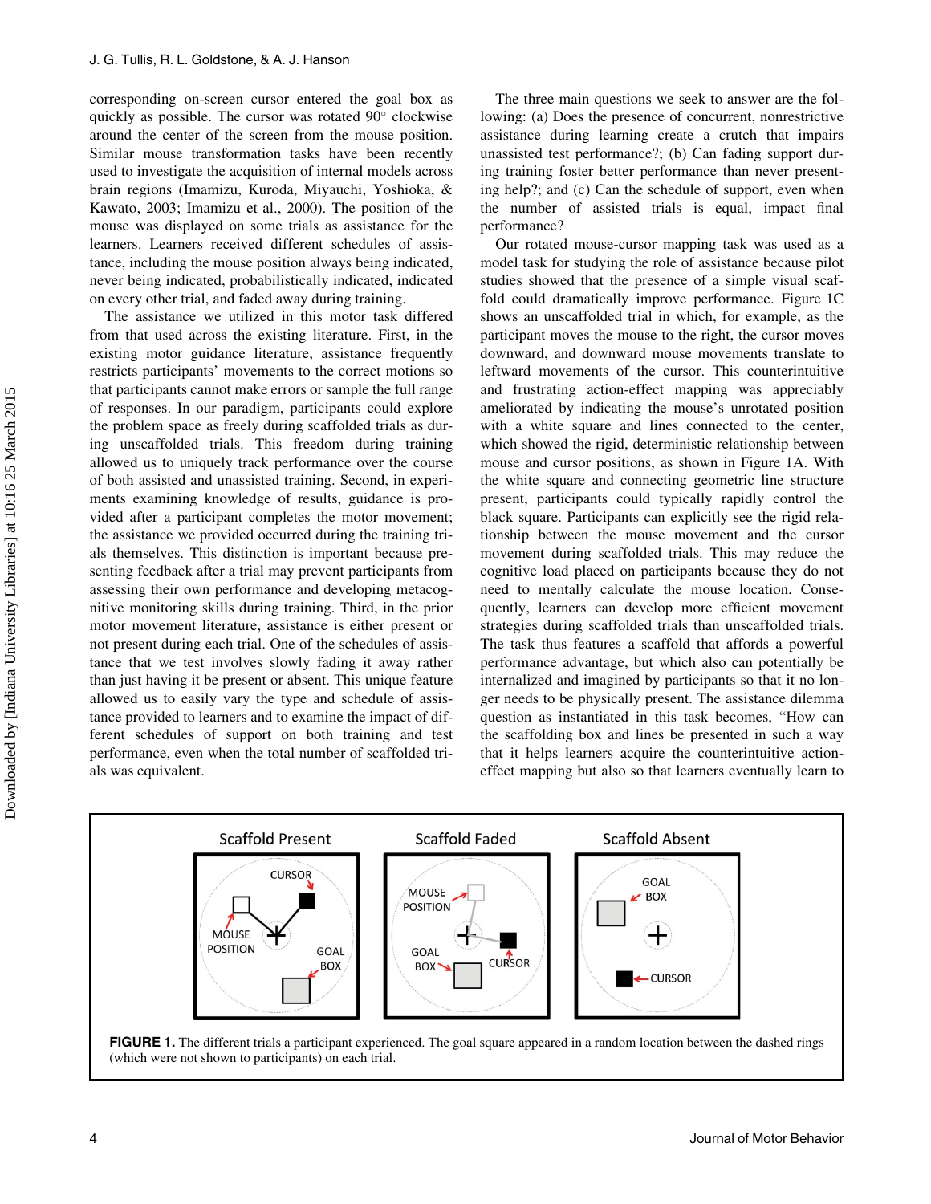corresponding on-screen cursor entered the goal box as quickly as possible. The cursor was rotated 90° clockwise around the center of the screen from the mouse position. Similar mouse transformation tasks have been recently used to investigate the acquisition of internal models across brain regions (Imamizu, Kuroda, Miyauchi, Yoshioka, & Kawato, 2003; Imamizu et al., 2000). The position of the mouse was displayed on some trials as assistance for the learners. Learners received different schedules of assistance, including the mouse position always being indicated, never being indicated, probabilistically indicated, indicated on every other trial, and faded away during training.

The assistance we utilized in this motor task differed from that used across the existing literature. First, in the existing motor guidance literature, assistance frequently restricts participants' movements to the correct motions so that participants cannot make errors or sample the full range of responses. In our paradigm, participants could explore the problem space as freely during scaffolded trials as during unscaffolded trials. This freedom during training allowed us to uniquely track performance over the course of both assisted and unassisted training. Second, in experiments examining knowledge of results, guidance is provided after a participant completes the motor movement; the assistance we provided occurred during the training trials themselves. This distinction is important because presenting feedback after a trial may prevent participants from assessing their own performance and developing metacognitive monitoring skills during training. Third, in the prior motor movement literature, assistance is either present or not present during each trial. One of the schedules of assistance that we test involves slowly fading it away rather than just having it be present or absent. This unique feature allowed us to easily vary the type and schedule of assistance provided to learners and to examine the impact of different schedules of support on both training and test performance, even when the total number of scaffolded trials was equivalent.

The three main questions we seek to answer are the following: (a) Does the presence of concurrent, nonrestrictive assistance during learning create a crutch that impairs unassisted test performance?; (b) Can fading support during training foster better performance than never presenting help?; and (c) Can the schedule of support, even when the number of assisted trials is equal, impact final performance?

Our rotated mouse-cursor mapping task was used as a model task for studying the role of assistance because pilot studies showed that the presence of a simple visual scaffold could dramatically improve performance. Figure 1C shows an unscaffolded trial in which, for example, as the participant moves the mouse to the right, the cursor moves downward, and downward mouse movements translate to leftward movements of the cursor. This counterintuitive and frustrating action-effect mapping was appreciably ameliorated by indicating the mouse's unrotated position with a white square and lines connected to the center, which showed the rigid, deterministic relationship between mouse and cursor positions, as shown in Figure 1A. With the white square and connecting geometric line structure present, participants could typically rapidly control the black square. Participants can explicitly see the rigid relationship between the mouse movement and the cursor movement during scaffolded trials. This may reduce the cognitive load placed on participants because they do not need to mentally calculate the mouse location. Consequently, learners can develop more efficient movement strategies during scaffolded trials than unscaffolded trials. The task thus features a scaffold that affords a powerful performance advantage, but which also can potentially be internalized and imagined by participants so that it no longer needs to be physically present. The assistance dilemma question as instantiated in this task becomes, "How can the scaffolding box and lines be presented in such a way that it helps learners acquire the counterintuitive action-effect mapping but also so that learners eventually learn to

Scaffold Present

CURSOR

MOUSE POSITION

GOAL BOX

Scaffold Faded

MOUSE POSITION

GOAL BOX

CURSOR

Scaffold Absent

GOAL BOX

CURSOR

**FIGURE 1.** The different trials a participant experienced. The goal square appeared in a random location between the dashed rings (which were not shown to participants) on each trial.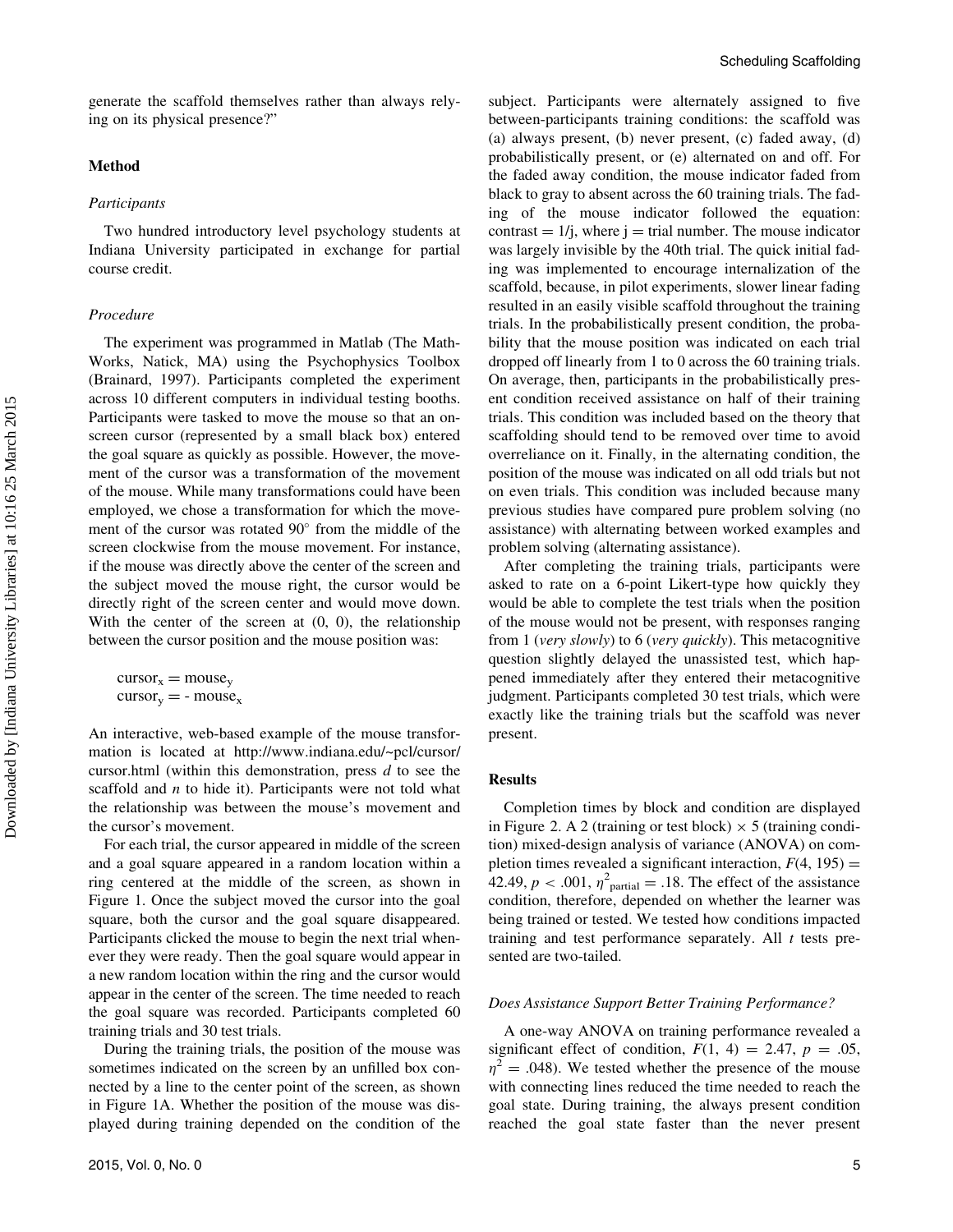generate the scaffold themselves rather than always relying on its physical presence?"

## Method

### *Participants*

Two hundred introductory level psychology students at Indiana University participated in exchange for partial course credit.

### *Procedure*

The experiment was programmed in Matlab (The MathWorks, Natick, MA) using the Psychophysics Toolbox (Brainard, 1997). Participants completed the experiment across 10 different computers in individual testing booths. Participants were tasked to move the mouse so that an onscreen cursor (represented by a small black box) entered the goal square as quickly as possible. However, the movement of the cursor was a transformation of the movement of the mouse. While many transformations could have been employed, we chose a transformation for which the movement of the cursor was rotated 90° from the middle of the screen clockwise from the mouse movement. For instance, if the mouse was directly above the center of the screen and the subject moved the mouse right, the cursor would be directly right of the screen center and would move down. With the center of the screen at (0, 0), the relationship between the cursor position and the mouse position was:

$$\text{cursor}_x = \text{mouse}_y$$
$$\text{cursor}_y = -\text{mouse}_x$$

An interactive, web-based example of the mouse transformation is located at http://www.indiana.edu/~pcl/cursor/cursor.html (within this demonstration, press *d* to see the scaffold and *n* to hide it). Participants were not told what the relationship was between the mouse's movement and the cursor's movement.

For each trial, the cursor appeared in middle of the screen and a goal square appeared in a random location within a ring centered at the middle of the screen, as shown in Figure 1. Once the subject moved the cursor into the goal square, both the cursor and the goal square disappeared. Participants clicked the mouse to begin the next trial whenever they were ready. Then the goal square would appear in a new random location within the ring and the cursor would appear in the center of the screen. The time needed to reach the goal square was recorded. Participants completed 60 training trials and 30 test trials.

During the training trials, the position of the mouse was sometimes indicated on the screen by an unfilled box connected by a line to the center point of the screen, as shown in Figure 1A. Whether the position of the mouse was displayed during training depended on the condition of the subject. Participants were alternately assigned to five between-participants training conditions: the scaffold was (a) always present, (b) never present, (c) faded away, (d) probabilistically present, or (e) alternated on and off. For the faded away condition, the mouse indicator faded from black to gray to absent across the 60 training trials. The fading of the mouse indicator followed the equation: contrast = 1/j, where j = trial number. The mouse indicator was largely invisible by the 40th trial. The quick initial fading was implemented to encourage internalization of the scaffold, because, in pilot experiments, slower linear fading resulted in an easily visible scaffold throughout the training trials. In the probabilistically present condition, the probability that the mouse position was indicated on each trial dropped off linearly from 1 to 0 across the 60 training trials. On average, then, participants in the probabilistically present condition received assistance on half of their training trials. This condition was included based on the theory that scaffolding should tend to be removed over time to avoid overreliance on it. Finally, in the alternating condition, the position of the mouse was indicated on all odd trials but not on even trials. This condition was included because many previous studies have compared pure problem solving (no assistance) with alternating between worked examples and problem solving (alternating assistance).

After completing the training trials, participants were asked to rate on a 6-point Likert-type how quickly they would be able to complete the test trials when the position of the mouse would not be present, with responses ranging from 1 (*very slowly*) to 6 (*very quickly*). This metacognitive question slightly delayed the unassisted test, which happened immediately after they entered their metacognitive judgment. Participants completed 30 test trials, which were exactly like the training trials but the scaffold was never present.

## Results

Completion times by block and condition are displayed in Figure 2. A 2 (training or test block) × 5 (training condition) mixed-design analysis of variance (ANOVA) on completion times revealed a significant interaction, $F(4, 195) = 42.49$, $p < .001$, $\eta^2_{\text{partial}} = .18$. The effect of the assistance condition, therefore, depended on whether the learner was being trained or tested. We tested how conditions impacted training and test performance separately. All *t* tests presented are two-tailed.

### *Does Assistance Support Better Training Performance?*

A one-way ANOVA on training performance revealed a significant effect of condition, $F(1, 4) = 2.47$, $p = .05$, $\eta^2 = .048$). We tested whether the presence of the mouse with connecting lines reduced the time needed to reach the goal state. During training, the always present condition reached the goal state faster than the never present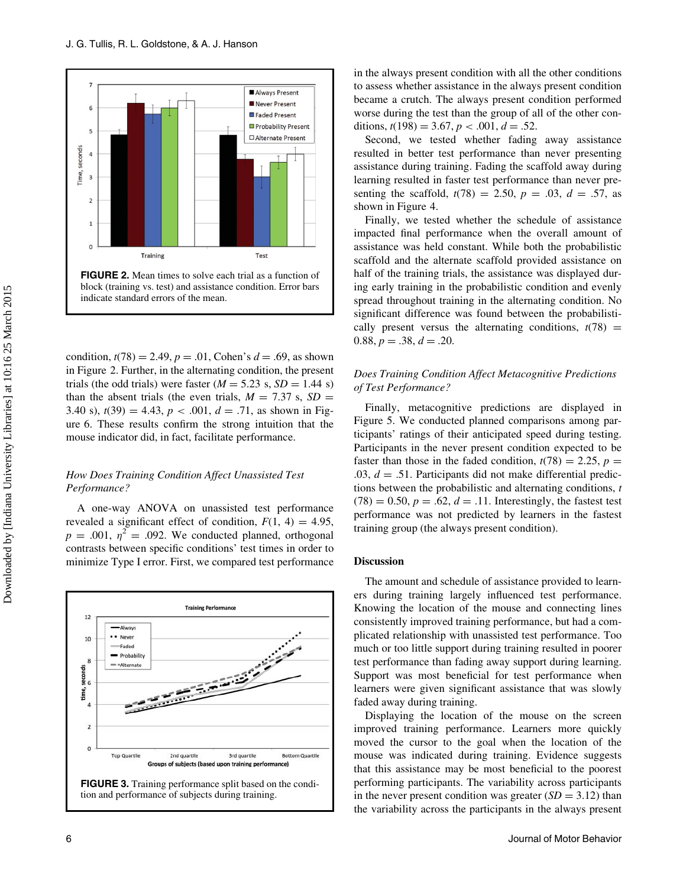FIGURE 2. Mean times to solve each trial as a function of block (training vs. test) and assistance condition. Error bars indicate standard errors of the mean.

condition, $t(78) = 2.49$, $p = .01$, Cohen's $d = .69$, as shown in Figure 2. Further, in the alternating condition, the present trials (the odd trials) were faster ($M = 5.23$ s, $SD = 1.44$ s) than the absent trials (the even trials, $M = 7.37$ s, $SD = 3.40$ s), $t(39) = 4.43$, $p < .001$, $d = .71$, as shown in Figure 6. These results confirm the strong intuition that the mouse indicator did, in fact, facilitate performance.

### *How Does Training Condition Affect Unassisted Test Performance?*

A one-way ANOVA on unassisted test performance revealed a significant effect of condition, $F(1, 4) = 4.95$, $p = .001$, $\eta^2 = .092$. We conducted planned, orthogonal contrasts between specific conditions' test times in order to minimize Type I error. First, we compared test performance

FIGURE 3. Training performance split based on the condition and performance of subjects during training.

in the always present condition with all the other conditions to assess whether assistance in the always present condition became a crutch. The always present condition performed worse during the test than the group of all of the other conditions, $t(198) = 3.67$, $p < .001$, $d = .52$.

Second, we tested whether fading away assistance resulted in better test performance than never presenting assistance during training. Fading the scaffold away during learning resulted in faster test performance than never presenting the scaffold, $t(78) = 2.50$, $p = .03$, $d = .57$, as shown in Figure 4.

Finally, we tested whether the schedule of assistance impacted final performance when the overall amount of assistance was held constant. While both the probabilistic scaffold and the alternate scaffold provided assistance on half of the training trials, the assistance was displayed during early training in the probabilistic condition and evenly spread throughout training in the alternating condition. No significant difference was found between the probabilistically present versus the alternating conditions, $t(78) = 0.88$, $p = .38$, $d = .20$.

### *Does Training Condition Affect Metacognitive Predictions of Test Performance?*

Finally, metacognitive predictions are displayed in Figure 5. We conducted planned comparisons among participants' ratings of their anticipated speed during testing. Participants in the never present condition expected to be faster than those in the faded condition, $t(78) = 2.25$, $p = .03$, $d = .51$. Participants did not make differential predictions between the probabilistic and alternating conditions, $t(78) = 0.50$, $p = .62$, $d = .11$. Interestingly, the fastest test performance was not predicted by learners in the fastest training group (the always present condition).

## Discussion

The amount and schedule of assistance provided to learners during training largely influenced test performance. Knowing the location of the mouse and connecting lines consistently improved training performance, but had a complicated relationship with unassisted test performance. Too much or too little support during training resulted in poorer test performance than fading away support during learning. Support was most beneficial for test performance when learners were given significant assistance that was slowly faded away during training.

Displaying the location of the mouse on the screen improved training performance. Learners more quickly moved the cursor to the goal when the location of the mouse was indicated during training. Evidence suggests that this assistance may be most beneficial to the poorest performing participants. The variability across participants in the never present condition was greater ($SD = 3.12$) than the variability across the participants in the always present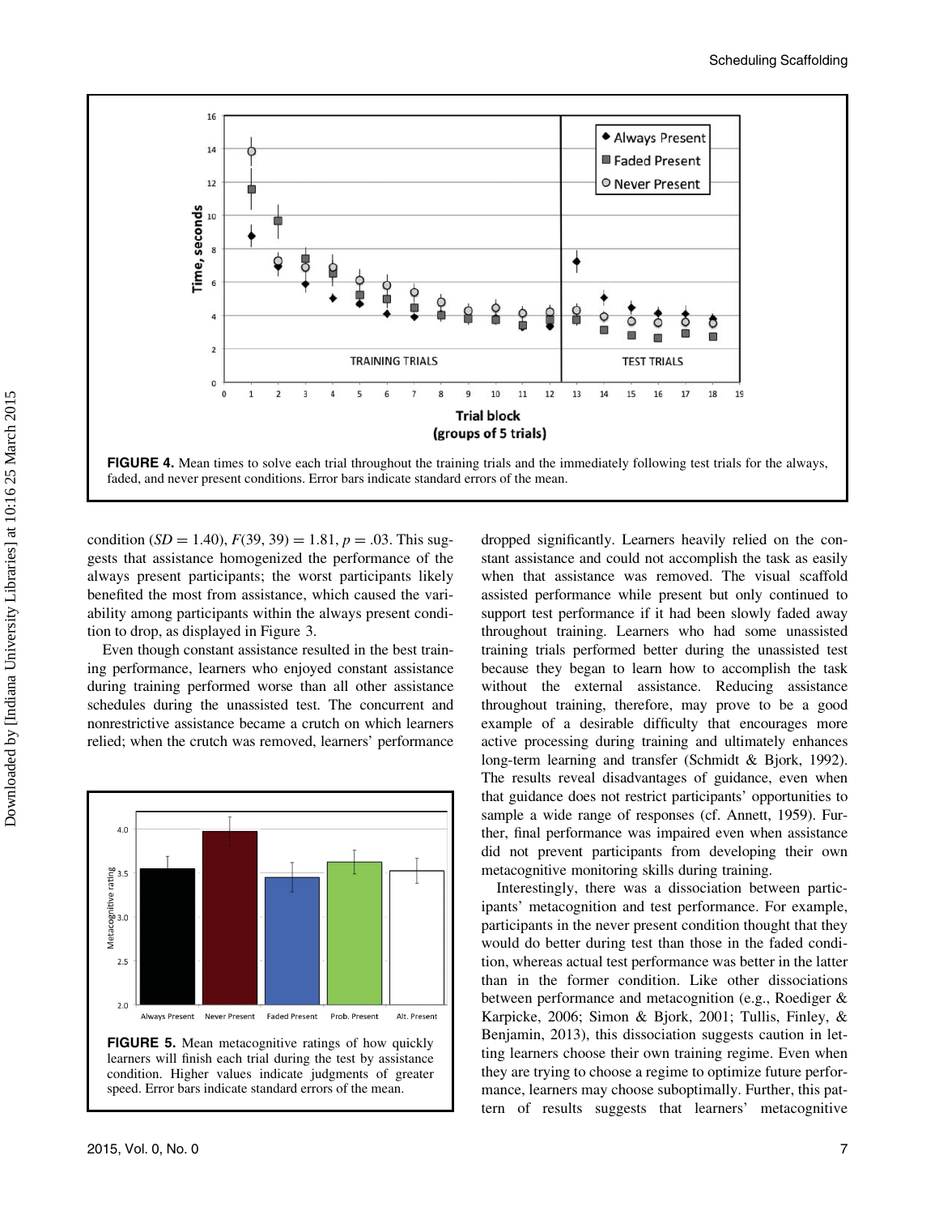FIGURE 4. Mean times to solve each trial throughout the training trials and the immediately following test trials for the always, faded, and never present conditions. Error bars indicate standard errors of the mean.

condition ($SD = 1.40$), $F(39, 39) = 1.81$, $p = .03$. This suggests that assistance homogenized the performance of the always present participants; the worst participants likely benefited the most from assistance, which caused the variability among participants within the always present condition to drop, as displayed in Figure 3.

Even though constant assistance resulted in the best training performance, learners who enjoyed constant assistance during training performed worse than all other assistance schedules during the unassisted test. The concurrent and nonrestrictive assistance became a crutch on which learners relied; when the crutch was removed, learners' performance dropped significantly. Learners heavily relied on the constant assistance and could not accomplish the task as easily when that assistance was removed. The visual scaffold assisted performance while present but only continued to support test performance if it had been slowly faded away throughout training. Learners who had some unassisted training trials performed better during the unassisted test because they began to learn how to accomplish the task without the external assistance. Reducing assistance throughout training, therefore, may prove to be a good example of a desirable difficulty that encourages more active processing during training and ultimately enhances long-term learning and transfer (Schmidt & Bjork, 1992). The results reveal disadvantages of guidance, even when that guidance does not restrict participants' opportunities to sample a wide range of responses (cf. Annett, 1959). Further, final performance was impaired even when assistance did not prevent participants from developing their own metacognitive monitoring skills during training.

FIGURE 5. Mean metacognitive ratings of how quickly learners will finish each trial during the test by assistance condition. Higher values indicate judgments of greater speed. Error bars indicate standard errors of the mean.

Interestingly, there was a dissociation between participants' metacognition and test performance. For example, participants in the never present condition thought that they would do better during test than those in the faded condition, whereas actual test performance was better in the latter than in the former condition. Like other dissociations between performance and metacognition (e.g., Roediger & Karpicke, 2006; Simon & Bjork, 2001; Tullis, Finley, & Benjamin, 2013), this dissociation suggests caution in letting learners choose their own training regime. Even when they are trying to choose a regime to optimize future performance, learners may choose suboptimally. Further, this pattern of results suggests that learners' metacognitive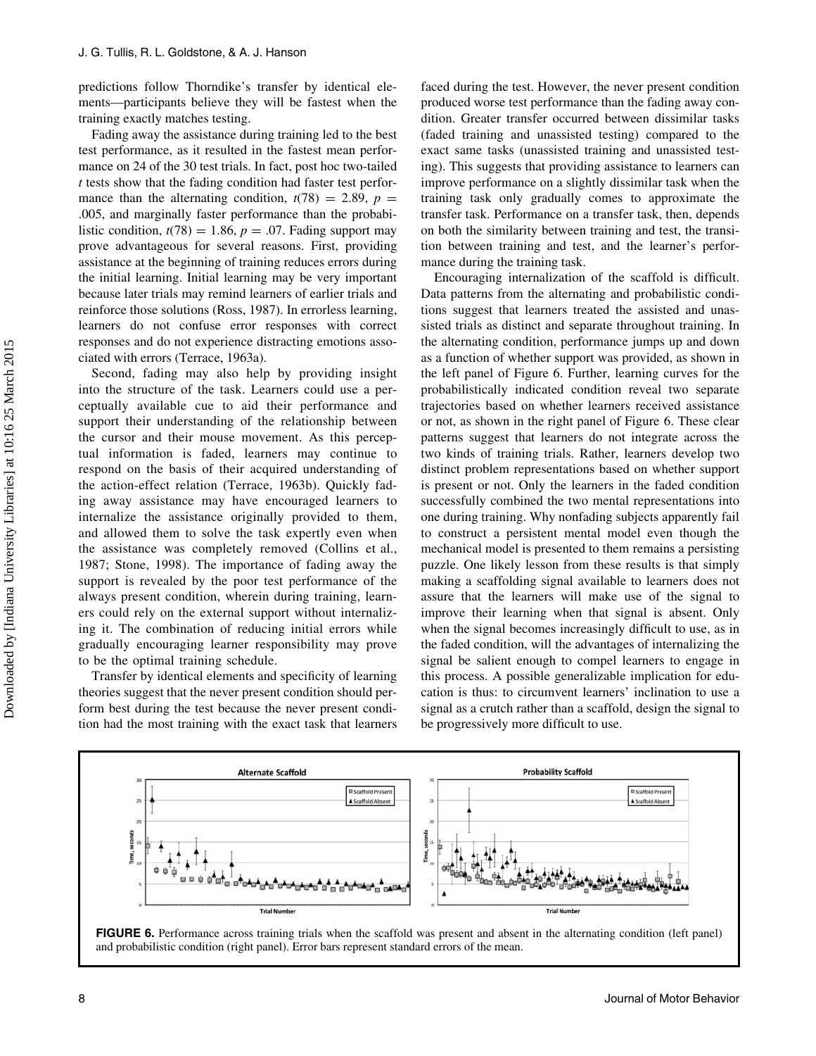predictions follow Thorndike's transfer by identical elements—participants believe they will be fastest when the training exactly matches testing.

Fading away the assistance during training led to the best test performance, as it resulted in the fastest mean performance on 24 of the 30 test trials. In fact, post hoc two-tailed $t$ tests show that the fading condition had faster test performance than the alternating condition, $t(78) = 2.89$, $p = .005$, and marginally faster performance than the probabilistic condition, $t(78) = 1.86$, $p = .07$. Fading support may prove advantageous for several reasons. First, providing assistance at the beginning of training reduces errors during the initial learning. Initial learning may be very important because later trials may remind learners of earlier trials and reinforce those solutions (Ross, 1987). In errorless learning, learners do not confuse error responses with correct responses and do not experience distracting emotions associated with errors (Terrace, 1963a).

Second, fading may also help by providing insight into the structure of the task. Learners could use a perceptually available cue to aid their performance and support their understanding of the relationship between the cursor and their mouse movement. As this perceptual information is faded, learners may continue to respond on the basis of their acquired understanding of the action-effect relation (Terrace, 1963b). Quickly fading away assistance may have encouraged learners to internalize the assistance originally provided to them, and allowed them to solve the task expertly even when the assistance was completely removed (Collins et al., 1987; Stone, 1998). The importance of fading away the support is revealed by the poor test performance of the always present condition, wherein during training, learners could rely on the external support without internalizing it. The combination of reducing initial errors while gradually encouraging learner responsibility may prove to be the optimal training schedule.

Transfer by identical elements and specificity of learning theories suggest that the never present condition should perform best during the test because the never present condition had the most training with the exact task that learners faced during the test. However, the never present condition produced worse test performance than the fading away condition. Greater transfer occurred between dissimilar tasks (faded training and unassisted testing) compared to the exact same tasks (unassisted training and unassisted testing). This suggests that providing assistance to learners can improve performance on a slightly dissimilar task when the training task only gradually comes to approximate the transfer task. Performance on a transfer task, then, depends on both the similarity between training and test, the transition between training and test, and the learner's performance during the training task.

Encouraging internalization of the scaffold is difficult. Data patterns from the alternating and probabilistic conditions suggest that learners treated the assisted and unassisted trials as distinct and separate throughout training. In the alternating condition, performance jumps up and down as a function of whether support was provided, as shown in the left panel of Figure 6. Further, learning curves for the probabilistically indicated condition reveal two separate trajectories based on whether learners received assistance or not, as shown in the right panel of Figure 6. These clear patterns suggest that learners do not integrate across the two kinds of training trials. Rather, learners develop two distinct problem representations based on whether support is present or not. Only the learners in the faded condition successfully combined the two mental representations into one during training. Why nonfading subjects apparently fail to construct a persistent mental model even though the mechanical model is presented to them remains a persisting puzzle. One likely lesson from these results is that simply making a scaffolding signal available to learners does not assure that the learners will make use of the signal to improve their learning when that signal is absent. Only when the signal becomes increasingly difficult to use, as in the faded condition, will the advantages of internalizing the signal be salient enough to compel learners to engage in this process. A possible generalizable implication for education is thus: to circumvent learners' inclination to use a signal as a crutch rather than a scaffold, design the signal to be progressively more difficult to use.

Alternate Scaffold

Probability Scaffold

Scaffold Present

Scaffold Absent

Time, seconds

Trial Number

0
5
10
15
20
25
30

**FIGURE 6.** Performance across training trials when the scaffold was present and absent in the alternating condition (left panel) and probabilistic condition (right panel). Error bars represent standard errors of the mean.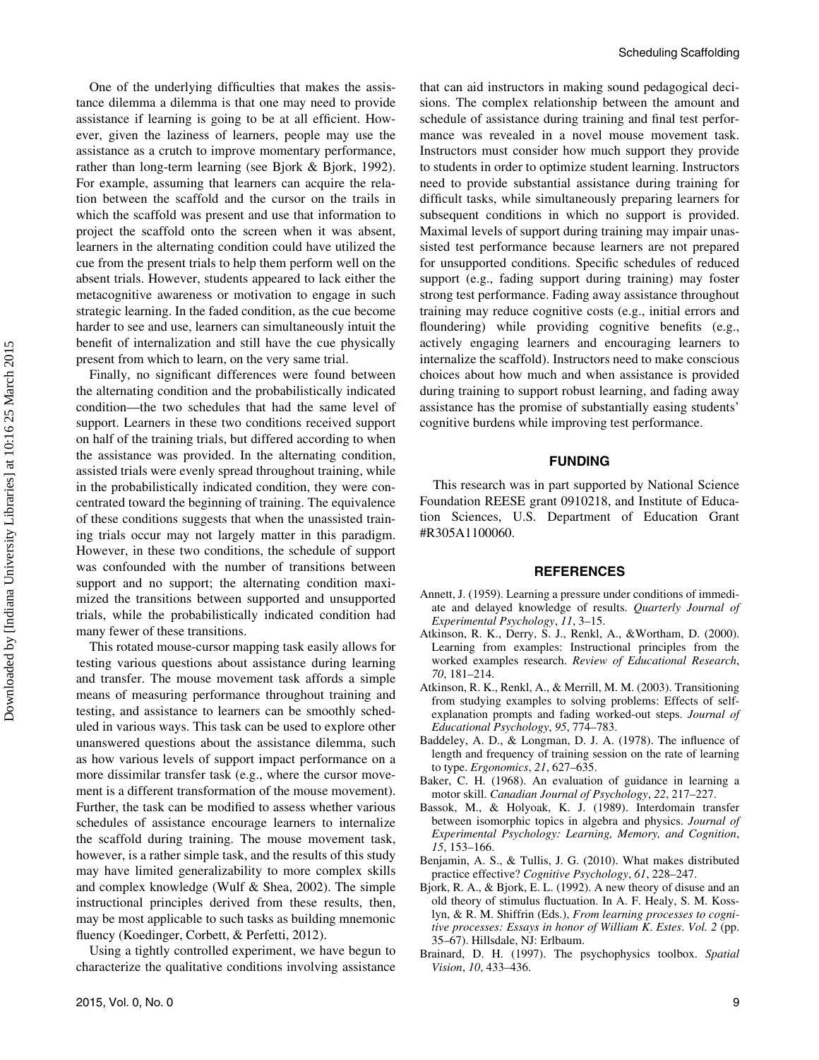One of the underlying difficulties that makes the assistance dilemma a dilemma is that one may need to provide assistance if learning is going to be at all efficient. However, given the laziness of learners, people may use the assistance as a crutch to improve momentary performance, rather than long-term learning (see Bjork & Bjork, 1992). For example, assuming that learners can acquire the relation between the scaffold and the cursor on the trails in which the scaffold was present and use that information to project the scaffold onto the screen when it was absent, learners in the alternating condition could have utilized the cue from the present trials to help them perform well on the absent trials. However, students appeared to lack either the metacognitive awareness or motivation to engage in such strategic learning. In the faded condition, as the cue become harder to see and use, learners can simultaneously intuit the benefit of internalization and still have the cue physically present from which to learn, on the very same trial.

Finally, no significant differences were found between the alternating condition and the probabilistically indicated condition—the two schedules that had the same level of support. Learners in these two conditions received support on half of the training trials, but differed according to when the assistance was provided. In the alternating condition, assisted trials were evenly spread throughout training, while in the probabilistically indicated condition, they were concentrated toward the beginning of training. The equivalence of these conditions suggests that when the unassisted training trials occur may not largely matter in this paradigm. However, in these two conditions, the schedule of support was confounded with the number of transitions between support and no support; the alternating condition maximized the transitions between supported and unsupported trials, while the probabilistically indicated condition had many fewer of these transitions.

This rotated mouse-cursor mapping task easily allows for testing various questions about assistance during learning and transfer. The mouse movement task affords a simple means of measuring performance throughout training and testing, and assistance to learners can be smoothly scheduled in various ways. This task can be used to explore other unanswered questions about the assistance dilemma, such as how various levels of support impact performance on a more dissimilar transfer task (e.g., where the cursor movement is a different transformation of the mouse movement). Further, the task can be modified to assess whether various schedules of assistance encourage learners to internalize the scaffold during training. The mouse movement task, however, is a rather simple task, and the results of this study may have limited generalizability to more complex skills and complex knowledge (Wulf & Shea, 2002). The simple instructional principles derived from these results, then, may be most applicable to such tasks as building mnemonic fluency (Koedinger, Corbett, & Perfetti, 2012).

Using a tightly controlled experiment, we have begun to characterize the qualitative conditions involving assistance that can aid instructors in making sound pedagogical decisions. The complex relationship between the amount and schedule of assistance during training and final test performance was revealed in a novel mouse movement task. Instructors must consider how much support they provide to students in order to optimize student learning. Instructors need to provide substantial assistance during training for difficult tasks, while simultaneously preparing learners for subsequent conditions in which no support is provided. Maximal levels of support during training may impair unassisted test performance because learners are not prepared for unsupported conditions. Specific schedules of reduced support (e.g., fading support during training) may foster strong test performance. Fading away assistance throughout training may reduce cognitive costs (e.g., initial errors and floundering) while providing cognitive benefits (e.g., actively engaging learners and encouraging learners to internalize the scaffold). Instructors need to make conscious choices about how much and when assistance is provided during training to support robust learning, and fading away assistance has the promise of substantially easing students' cognitive burdens while improving test performance.

## FUNDING

This research was in part supported by National Science Foundation REESE grant 0910218, and Institute of Education Sciences, U.S. Department of Education Grant #R305A1100060.

## REFERENCES

Annett, J. (1959). Learning a pressure under conditions of immediate and delayed knowledge of results. *Quarterly Journal of Experimental Psychology*, *11*, 3–15.

Atkinson, R. K., Derry, S. J., Renkl, A., &Wortham, D. (2000). Learning from examples: Instructional principles from the worked examples research. *Review of Educational Research*, *70*, 181–214.

Atkinson, R. K., Renkl, A., & Merrill, M. M. (2003). Transitioning from studying examples to solving problems: Effects of self-explanation prompts and fading worked-out steps. *Journal of Educational Psychology*, *95*, 774–783.

Baddeley, A. D., & Longman, D. J. A. (1978). The influence of length and frequency of training session on the rate of learning to type. *Ergonomics*, *21*, 627–635.

Baker, C. H. (1968). An evaluation of guidance in learning a motor skill. *Canadian Journal of Psychology*, *22*, 217–227.

Bassok, M., & Holyoak, K. J. (1989). Interdomain transfer between isomorphic topics in algebra and physics. *Journal of Experimental Psychology: Learning, Memory, and Cognition*, *15*, 153–166.

Benjamin, A. S., & Tullis, J. G. (2010). What makes distributed practice effective? *Cognitive Psychology*, *61*, 228–247.

Bjork, R. A., & Bjork, E. L. (1992). A new theory of disuse and an old theory of stimulus fluctuation. In A. F. Healy, S. M. Kosslyn, & R. M. Shiffrin (Eds.), *From learning processes to cognitive processes: Essays in honor of William K. Estes. Vol. 2* (pp. 35–67). Hillsdale, NJ: Erlbaum.

Brainard, D. H. (1997). The psychophysics toolbox. *Spatial Vision*, *10*, 433–436.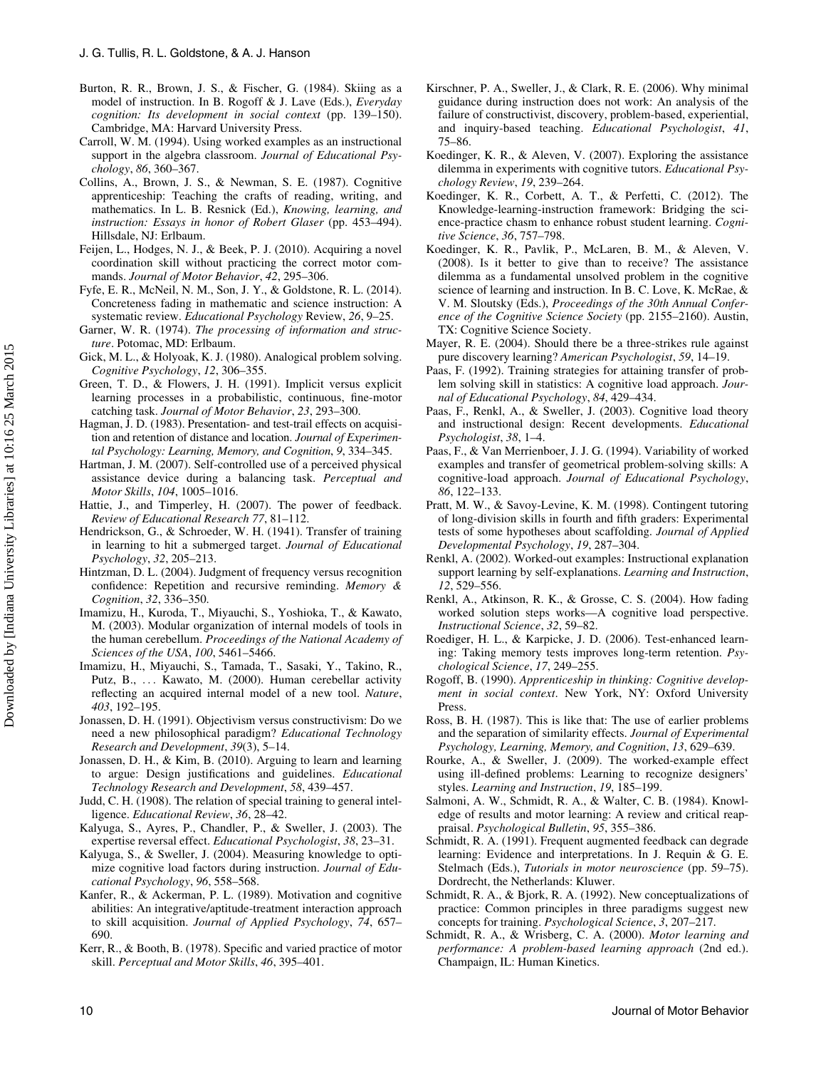Burton, R. R., Brown, J. S., & Fischer, G. (1984). Skiing as a model of instruction. In B. Rogoff & J. Lave (Eds.), *Everyday cognition: Its development in social context* (pp. 139–150). Cambridge, MA: Harvard University Press.

Carroll, W. M. (1994). Using worked examples as an instructional support in the algebra classroom. *Journal of Educational Psychology*, *86*, 360–367.

Collins, A., Brown, J. S., & Newman, S. E. (1987). Cognitive apprenticeship: Teaching the crafts of reading, writing, and mathematics. In L. B. Resnick (Ed.), *Knowing, learning, and instruction: Essays in honor of Robert Glaser* (pp. 453–494). Hillsdale, NJ: Erlbaum.

Feijen, L., Hodges, N. J., & Beek, P. J. (2010). Acquiring a novel coordination skill without practicing the correct motor commands. *Journal of Motor Behavior*, *42*, 295–306.

Fyfe, E. R., McNeil, N. M., Son, J. Y., & Goldstone, R. L. (2014). Concreteness fading in mathematic and science instruction: A systematic review. *Educational Psychology* Review, *26*, 9–25.

Garner, W. R. (1974). *The processing of information and structure*. Potomac, MD: Erlbaum.

Gick, M. L., & Holyoak, K. J. (1980). Analogical problem solving. *Cognitive Psychology*, *12*, 306–355.

Green, T. D., & Flowers, J. H. (1991). Implicit versus explicit learning processes in a probabilistic, continuous, fine-motor catching task. *Journal of Motor Behavior*, *23*, 293–300.

Hagman, J. D. (1983). Presentation- and test-trail effects on acquisition and retention of distance and location. *Journal of Experimental Psychology: Learning, Memory, and Cognition*, *9*, 334–345.

Hartman, J. M. (2007). Self-controlled use of a perceived physical assistance device during a balancing task. *Perceptual and Motor Skills*, *104*, 1005–1016.

Hattie, J., and Timperley, H. (2007). The power of feedback. *Review of Educational Research 77*, 81–112.

Hendrickson, G., & Schroeder, W. H. (1941). Transfer of training in learning to hit a submerged target. *Journal of Educational Psychology*, *32*, 205–213.

Hintzman, D. L. (2004). Judgment of frequency versus recognition confidence: Repetition and recursive reminding. *Memory & Cognition*, *32*, 336–350.

Imamizu, H., Kuroda, T., Miyauchi, S., Yoshioka, T., & Kawato, M. (2003). Modular organization of internal models of tools in the human cerebellum. *Proceedings of the National Academy of Sciences of the USA*, *100*, 5461–5466.

Imamizu, H., Miyauchi, S., Tamada, T., Sasaki, Y., Takino, R., Putz, B., ... Kawato, M. (2000). Human cerebellar activity reflecting an acquired internal model of a new tool. *Nature*, *403*, 192–195.

Jonassen, D. H. (1991). Objectivism versus constructivism: Do we need a new philosophical paradigm? *Educational Technology Research and Development*, *39*(3), 5–14.

Jonassen, D. H., & Kim, B. (2010). Arguing to learn and learning to argue: Design justifications and guidelines. *Educational Technology Research and Development*, *58*, 439–457.

Judd, C. H. (1908). The relation of special training to general intelligence. *Educational Review*, *36*, 28–42.

Kalyuga, S., Ayres, P., Chandler, P., & Sweller, J. (2003). The expertise reversal effect. *Educational Psychologist*, *38*, 23–31.

Kalyuga, S., & Sweller, J. (2004). Measuring knowledge to optimize cognitive load factors during instruction. *Journal of Educational Psychology*, *96*, 558–568.

Kanfer, R., & Ackerman, P. L. (1989). Motivation and cognitive abilities: An integrative/aptitude-treatment interaction approach to skill acquisition. *Journal of Applied Psychology*, *74*, 657–690.

Kerr, R., & Booth, B. (1978). Specific and varied practice of motor skill. *Perceptual and Motor Skills*, *46*, 395–401.

Kirschner, P. A., Sweller, J., & Clark, R. E. (2006). Why minimal guidance during instruction does not work: An analysis of the failure of constructivist, discovery, problem-based, experiential, and inquiry-based teaching. *Educational Psychologist*, *41*, 75–86.

Koedinger, K. R., & Aleven, V. (2007). Exploring the assistance dilemma in experiments with cognitive tutors. *Educational Psychology Review*, *19*, 239–264.

Koedinger, K. R., Corbett, A. T., & Perfetti, C. (2012). The Knowledge-learning-instruction framework: Bridging the science-practice chasm to enhance robust student learning. *Cognitive Science*, *36*, 757–798.

Koedinger, K. R., Pavlik, P., McLaren, B. M., & Aleven, V. (2008). Is it better to give than to receive? The assistance dilemma as a fundamental unsolved problem in the cognitive science of learning and instruction. In B. C. Love, K. McRae, & V. M. Sloutsky (Eds.), *Proceedings of the 30th Annual Conference of the Cognitive Science Society* (pp. 2155–2160). Austin, TX: Cognitive Science Society.

Mayer, R. E. (2004). Should there be a three-strikes rule against pure discovery learning? *American Psychologist*, *59*, 14–19.

Paas, F. (1992). Training strategies for attaining transfer of problem solving skill in statistics: A cognitive load approach. *Journal of Educational Psychology*, *84*, 429–434.

Paas, F., Renkl, A., & Sweller, J. (2003). Cognitive load theory and instructional design: Recent developments. *Educational Psychologist*, *38*, 1–4.

Paas, F., & Van Merrienboer, J. J. G. (1994). Variability of worked examples and transfer of geometrical problem-solving skills: A cognitive-load approach. *Journal of Educational Psychology*, *86*, 122–133.

Pratt, M. W., & Savoy-Levine, K. M. (1998). Contingent tutoring of long-division skills in fourth and fifth graders: Experimental tests of some hypotheses about scaffolding. *Journal of Applied Developmental Psychology*, *19*, 287–304.

Renkl, A. (2002). Worked-out examples: Instructional explanation support learning by self-explanations. *Learning and Instruction*, *12*, 529–556.

Renkl, A., Atkinson, R. K., & Grosse, C. S. (2004). How fading worked solution steps works—A cognitive load perspective. *Instructional Science*, *32*, 59–82.

Roediger, H. L., & Karpicke, J. D. (2006). Test-enhanced learning: Taking memory tests improves long-term retention. *Psychological Science*, *17*, 249–255.

Rogoff, B. (1990). *Apprenticeship in thinking: Cognitive development in social context*. New York, NY: Oxford University Press.

Ross, B. H. (1987). This is like that: The use of earlier problems and the separation of similarity effects. *Journal of Experimental Psychology, Learning, Memory, and Cognition*, *13*, 629–639.

Rourke, A., & Sweller, J. (2009). The worked-example effect using ill-defined problems: Learning to recognize designers' styles. *Learning and Instruction*, *19*, 185–199.

Salmoni, A. W., Schmidt, R. A., & Walter, C. B. (1984). Knowledge of results and motor learning: A review and critical reappraisal. *Psychological Bulletin*, *95*, 355–386.

Schmidt, R. A. (1991). Frequent augmented feedback can degrade learning: Evidence and interpretations. In J. Requin & G. E. Stelmach (Eds.), *Tutorials in motor neuroscience* (pp. 59–75). Dordrecht, the Netherlands: Kluwer.

Schmidt, R. A., & Bjork, R. A. (1992). New conceptualizations of practice: Common principles in three paradigms suggest new concepts for training. *Psychological Science*, *3*, 207–217.

Schmidt, R. A., & Wrisberg, C. A. (2000). *Motor learning and performance: A problem-based learning approach* (2nd ed.). Champaign, IL: Human Kinetics.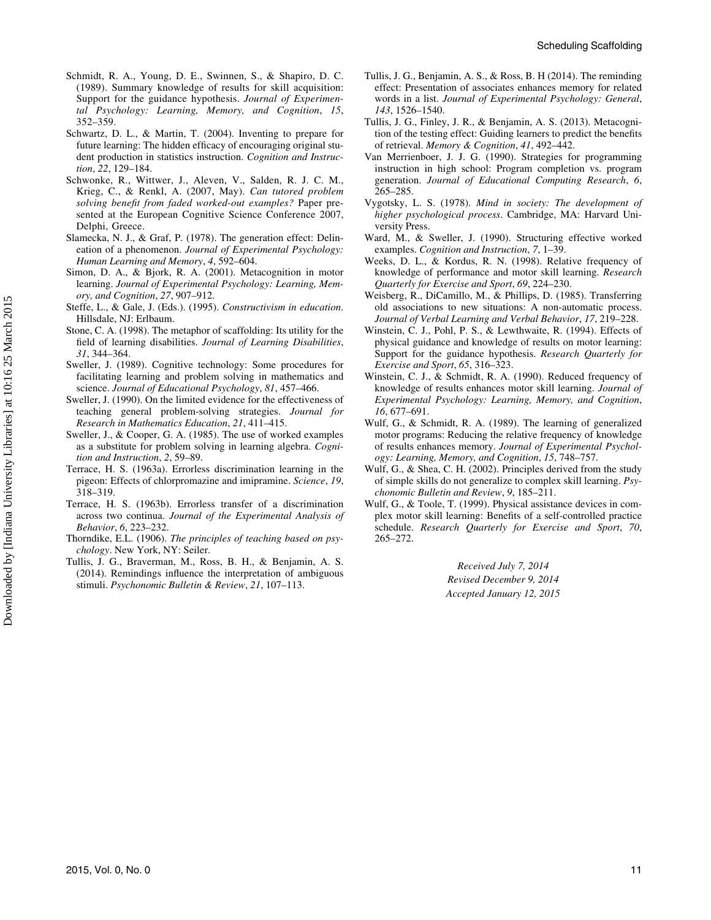Schmidt, R. A., Young, D. E., Swinnen, S., & Shapiro, D. C. (1989). Summary knowledge of results for skill acquisition: Support for the guidance hypothesis. *Journal of Experimental Psychology: Learning, Memory, and Cognition*, *15*, 352–359.

Schwartz, D. L., & Martin, T. (2004). Inventing to prepare for future learning: The hidden efficacy of encouraging original student production in statistics instruction. *Cognition and Instruction*, *22*, 129–184.

Schwonke, R., Wittwer, J., Aleven, V., Salden, R. J. C. M., Krieg, C., & Renkl, A. (2007, May). *Can tutored problem solving benefit from faded worked-out examples?* Paper presented at the European Cognitive Science Conference 2007, Delphi, Greece.

Slamecka, N. J., & Graf, P. (1978). The generation effect: Delineation of a phenomenon. *Journal of Experimental Psychology: Human Learning and Memory*, *4*, 592–604.

Simon, D. A., & Bjork, R. A. (2001). Metacognition in motor learning. *Journal of Experimental Psychology: Learning, Memory, and Cognition*, *27*, 907–912.

Steffe, L., & Gale, J. (Eds.). (1995). *Constructivism in education*. Hillsdale, NJ: Erlbaum.

Stone, C. A. (1998). The metaphor of scaffolding: Its utility for the field of learning disabilities. *Journal of Learning Disabilities*, *31*, 344–364.

Sweller, J. (1989). Cognitive technology: Some procedures for facilitating learning and problem solving in mathematics and science. *Journal of Educational Psychology*, *81*, 457–466.

Sweller, J. (1990). On the limited evidence for the effectiveness of teaching general problem-solving strategies. *Journal for Research in Mathematics Education*, *21*, 411–415.

Sweller, J., & Cooper, G. A. (1985). The use of worked examples as a substitute for problem solving in learning algebra. *Cognition and Instruction*, *2*, 59–89.

Terrace, H. S. (1963a). Errorless discrimination learning in the pigeon: Effects of chlorpromazine and imipramine. *Science*, *19*, 318–319.

Terrace, H. S. (1963b). Errorless transfer of a discrimination across two continua. *Journal of the Experimental Analysis of Behavior*, *6*, 223–232.

Thorndike, E.L. (1906). *The principles of teaching based on psychology*. New York, NY: Seiler.

Tullis, J. G., Braverman, M., Ross, B. H., & Benjamin, A. S. (2014). Remindings influence the interpretation of ambiguous stimuli. *Psychonomic Bulletin & Review*, *21*, 107–113.

Tullis, J. G., Benjamin, A. S., & Ross, B. H (2014). The reminding effect: Presentation of associates enhances memory for related words in a list. *Journal of Experimental Psychology: General*, *143*, 1526–1540.

Tullis, J. G., Finley, J. R., & Benjamin, A. S. (2013). Metacognition of the testing effect: Guiding learners to predict the benefits of retrieval. *Memory & Cognition*, *41*, 492–442.

Van Merrienboer, J. J. G. (1990). Strategies for programming instruction in high school: Program completion vs. program generation. *Journal of Educational Computing Research*, *6*, 265–285.

Vygotsky, L. S. (1978). *Mind in society: The development of higher psychological process*. Cambridge, MA: Harvard University Press.

Ward, M., & Sweller, J. (1990). Structuring effective worked examples. *Cognition and Instruction*, *7*, 1–39.

Weeks, D. L., & Kordus, R. N. (1998). Relative frequency of knowledge of performance and motor skill learning. *Research Quarterly for Exercise and Sport*, *69*, 224–230.

Weisberg, R., DiCamillo, M., & Phillips, D. (1985). Transferring old associations to new situations: A non-automatic process. *Journal of Verbal Learning and Verbal Behavior*, *17*, 219–228.

Winstein, C. J., Pohl, P. S., & Lewthwaite, R. (1994). Effects of physical guidance and knowledge of results on motor learning: Support for the guidance hypothesis. *Research Quarterly for Exercise and Sport*, *65*, 316–323.

Winstein, C. J., & Schmidt, R. A. (1990). Reduced frequency of knowledge of results enhances motor skill learning. *Journal of Experimental Psychology: Learning, Memory, and Cognition*, *16*, 677–691.

Wulf, G., & Schmidt, R. A. (1989). The learning of generalized motor programs: Reducing the relative frequency of knowledge of results enhances memory. *Journal of Experimental Psychology: Learning, Memory, and Cognition*, *15*, 748–757.

Wulf, G., & Shea, C. H. (2002). Principles derived from the study of simple skills do not generalize to complex skill learning. *Psychonomic Bulletin and Review*, *9*, 185–211.

Wulf, G., & Toole, T. (1999). Physical assistance devices in complex motor skill learning: Benefits of a self-controlled practice schedule. *Research Quarterly for Exercise and Sport*, *70*, 265–272.

*Received July 7, 2014*
*Revised December 9, 2014*
*Accepted January 12, 2015*